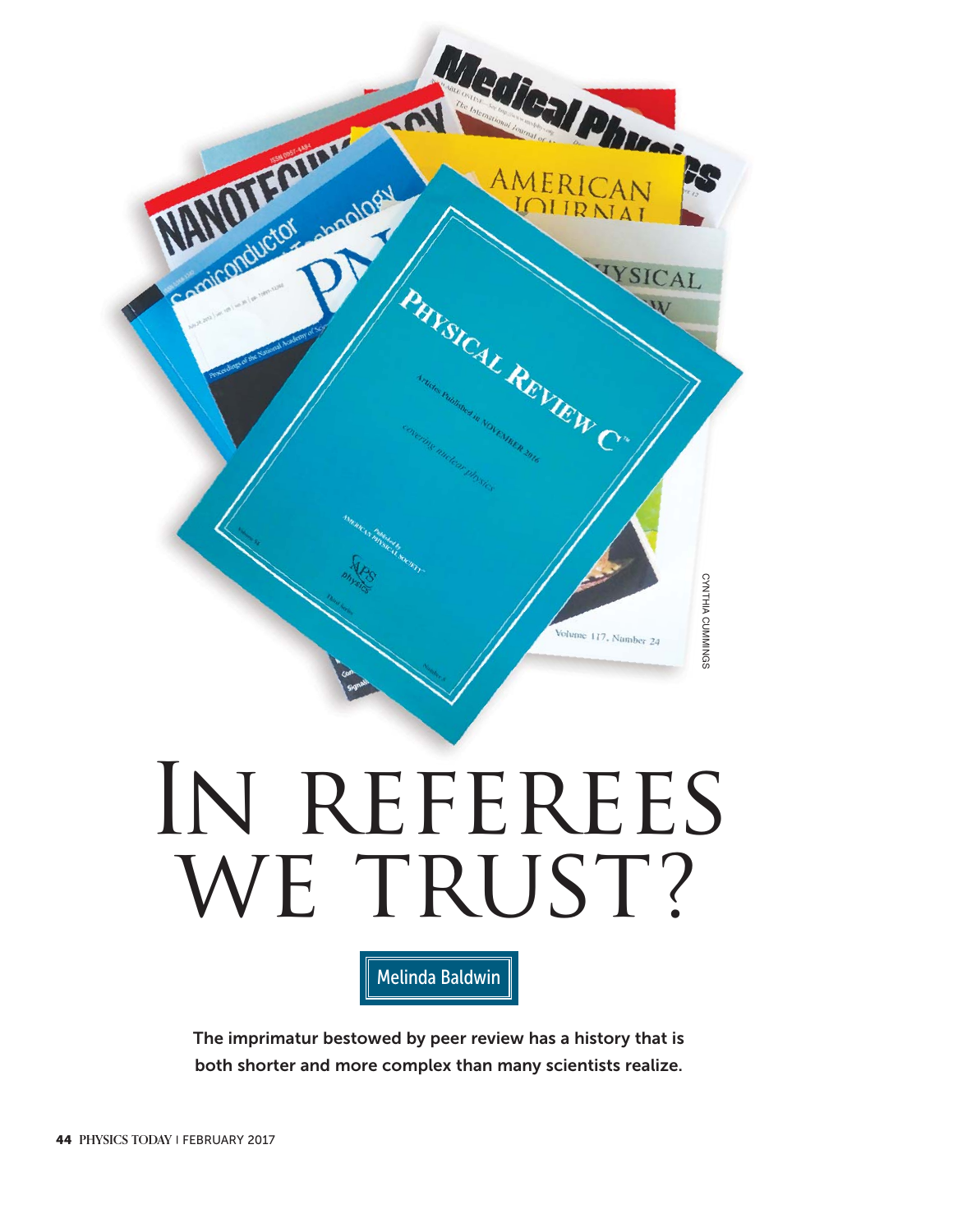# In referees we trust?

**Melinda Baldwin**

**The imprimatur bestowed by peer review has a history that is both shorter and more complex than many scientists realize.**

CYNTHIA CUMMINGS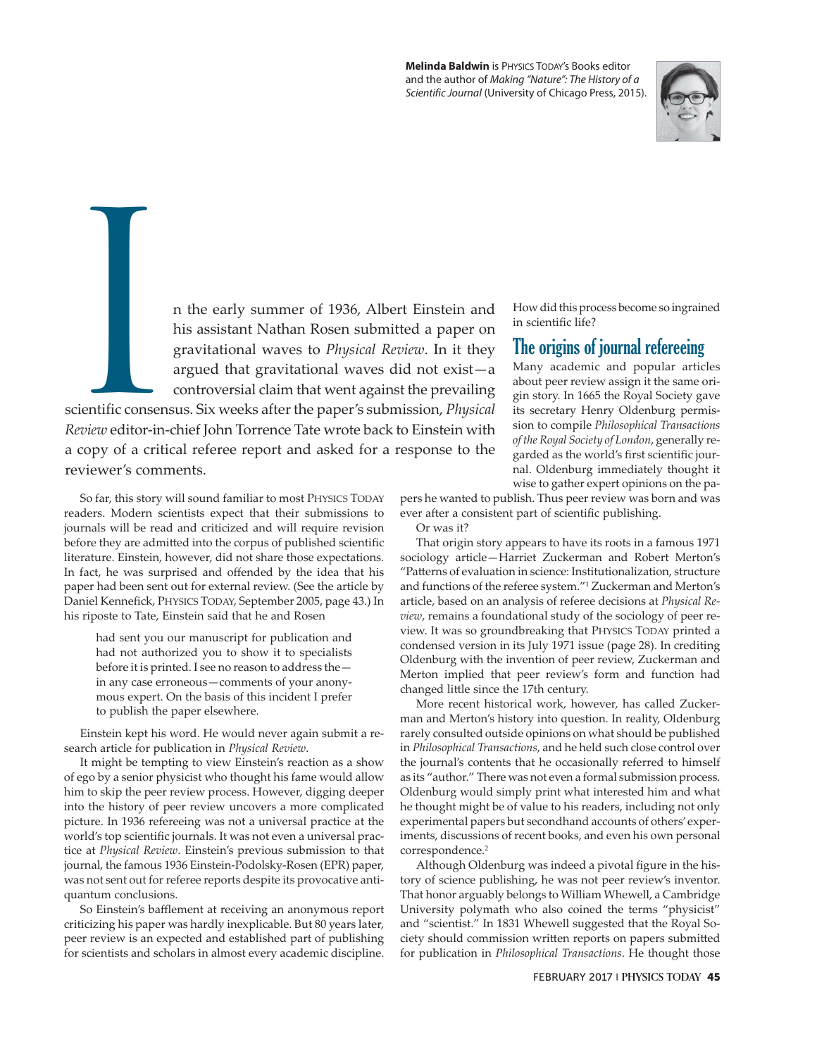**Melinda Baldwin** is PHYSICS TODAY's Books editor and the author of *Making "Nature": The History of a Scientific Journal* (University of Chicago Press, 2015).

In the early summer of 1936, Albert Einstein and his assistant Nathan Rosen submitted a paper on gravitational waves to *Physical Review*. In it they argued that gravitational waves did not exist—a controversial claim that went against the prevailing scientific consensus. Six weeks after the paper's submission, *Physical Review* editor-in-chief John Torrence Tate wrote back to Einstein with a copy of a critical referee report and asked for a response to the reviewer's comments.

So far, this story will sound familiar to most PHYSICS TODAY readers. Modern scientists expect that their submissions to journals will be read and criticized and will require revision before they are admitted into the corpus of published scientific literature. Einstein, however, did not share those expectations. In fact, he was surprised and offended by the idea that his paper had been sent out for external review. (See the article by Daniel Kennefick, PHYSICS TODAY, September 2005, page 43.) In his riposte to Tate, Einstein said that he and Rosen

> had sent you our manuscript for publication and had not authorized you to show it to specialists before it is printed. I see no reason to address the—in any case erroneous—comments of your anonymous expert. On the basis of this incident I prefer to publish the paper elsewhere.

Einstein kept his word. He would never again submit a research article for publication in *Physical Review*.

It might be tempting to view Einstein's reaction as a show of ego by a senior physicist who thought his fame would allow him to skip the peer review process. However, digging deeper into the history of peer review uncovers a more complicated picture. In 1936 refereeing was not a universal practice at the world's top scientific journals. It was not even a universal practice at *Physical Review*. Einstein's previous submission to that journal, the famous 1936 Einstein-Podolsky-Rosen (EPR) paper, was not sent out for referee reports despite its provocative anti-quantum conclusions.

So Einstein's bafflement at receiving an anonymous report criticizing his paper was hardly inexplicable. But 80 years later, peer review is an expected and established part of publishing for scientists and scholars in almost every academic discipline. How did this process become so ingrained in scientific life?

## The origins of journal refereeing

Many academic and popular articles about peer review assign it the same origin story. In 1665 the Royal Society gave its secretary Henry Oldenburg permission to compile *Philosophical Transactions of the Royal Society of London*, generally regarded as the world's first scientific journal. Oldenburg immediately thought it wise to gather expert opinions on the papers he wanted to publish. Thus peer review was born and was ever after a consistent part of scientific publishing.

Or was it?

That origin story appears to have its roots in a famous 1971 sociology article—Harriet Zuckerman and Robert Merton's "Patterns of evaluation in science: Institutionalization, structure and functions of the referee system."[1] Zuckerman and Merton's article, based on an analysis of referee decisions at *Physical Review*, remains a foundational study of the sociology of peer review. It was so groundbreaking that PHYSICS TODAY printed a condensed version in its July 1971 issue (page 28). In crediting Oldenburg with the invention of peer review, Zuckerman and Merton implied that peer review's form and function had changed little since the 17th century.

More recent historical work, however, has called Zuckerman and Merton's history into question. In reality, Oldenburg rarely consulted outside opinions on what should be published in *Philosophical Transactions*, and he held such close control over the journal's contents that he occasionally referred to himself as its "author." There was not even a formal submission process. Oldenburg would simply print what interested him and what he thought might be of value to his readers, including not only experimental papers but secondhand accounts of others' experiments, discussions of recent books, and even his own personal correspondence.[2]

Although Oldenburg was indeed a pivotal figure in the history of science publishing, he was not peer review's inventor. That honor arguably belongs to William Whewell, a Cambridge University polymath who also coined the terms "physicist" and "scientist." In 1831 Whewell suggested that the Royal Society should commission written reports on papers submitted for publication in *Philosophical Transactions*. He thought those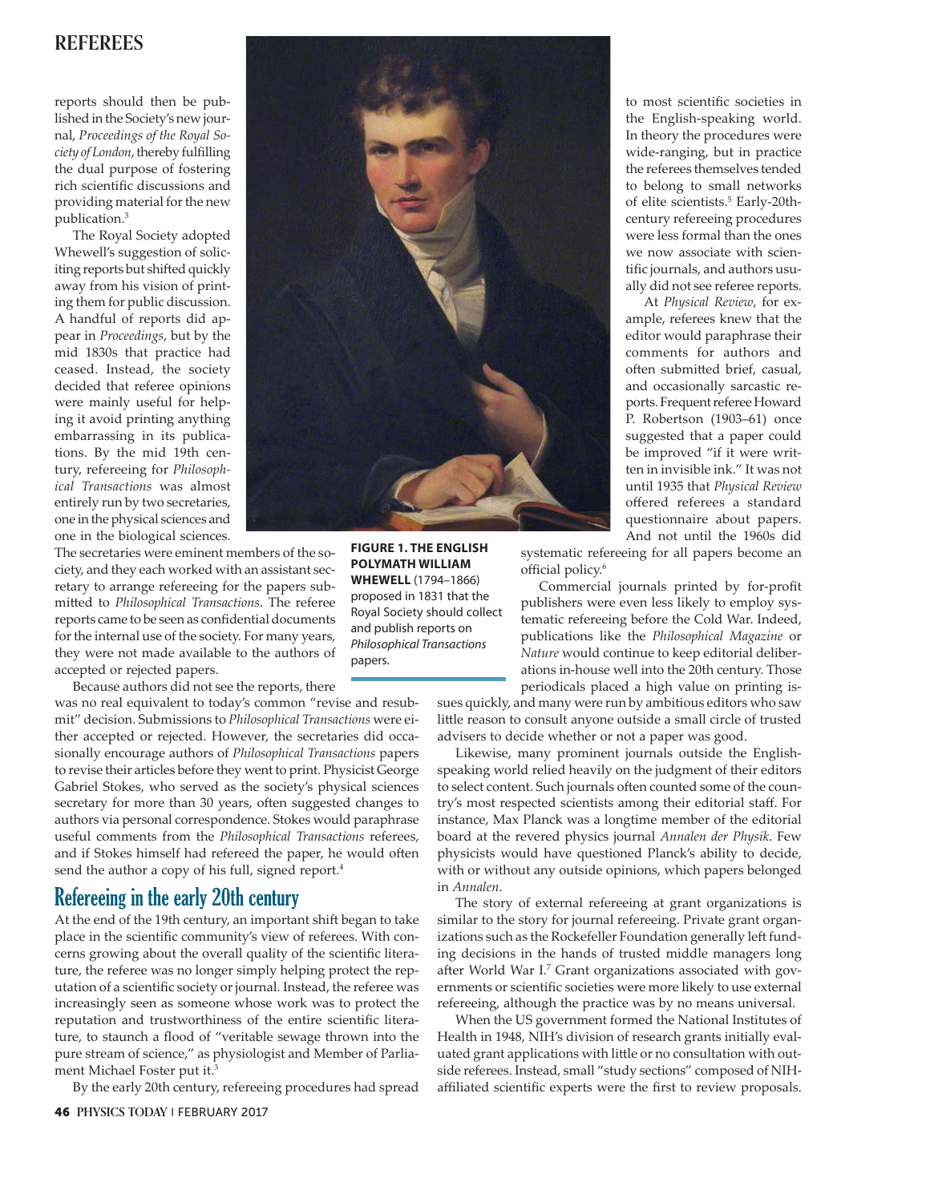reports should then be published in the Society's new journal, *Proceedings of the Royal Society of London*, thereby fulfilling the dual purpose of fostering rich scientific discussions and providing material for the new publication.[3]

The Royal Society adopted Whewell's suggestion of soliciting reports but shifted quickly away from his vision of printing them for public discussion. A handful of reports did appear in *Proceedings*, but by the mid 1830s that practice had ceased. Instead, the society decided that referee opinions were mainly useful for helping it avoid printing anything embarrassing in its publications. By the mid 19th century, refereeing for *Philosophical Transactions* was almost entirely run by two secretaries, one in the physical sciences and one in the biological sciences. The secretaries were eminent members of the society, and they each worked with an assistant secretary to arrange refereeing for the papers submitted to *Philosophical Transactions*. The referee reports came to be seen as confidential documents for the internal use of the society. For many years, they were not made available to the authors of accepted or rejected papers.

**FIGURE 1. THE ENGLISH POLYMATH WILLIAM WHEWELL** (1794–1866) proposed in 1831 that the Royal Society should collect and publish reports on *Philosophical Transactions* papers.

Because authors did not see the reports, there was no real equivalent to today's common "revise and resubmit" decision. Submissions to *Philosophical Transactions* were either accepted or rejected. However, the secretaries did occasionally encourage authors of *Philosophical Transactions* papers to revise their articles before they went to print. Physicist George Gabriel Stokes, who served as the society's physical sciences secretary for more than 30 years, often suggested changes to authors via personal correspondence. Stokes would paraphrase useful comments from the *Philosophical Transactions* referees, and if Stokes himself had refereed the paper, he would often send the author a copy of his full, signed report.[4]

## Refereeing in the early 20th century

At the end of the 19th century, an important shift began to take place in the scientific community's view of referees. With concerns growing about the overall quality of the scientific literature, the referee was no longer simply helping protect the reputation of a scientific society or journal. Instead, the referee was increasingly seen as someone whose work was to protect the reputation and trustworthiness of the entire scientific literature, to staunch a flood of "veritable sewage thrown into the pure stream of science," as physiologist and Member of Parliament Michael Foster put it.[3]

By the early 20th century, refereeing procedures had spread to most scientific societies in the English-speaking world. In theory the procedures were wide-ranging, but in practice the referees themselves tended to belong to small networks of elite scientists.[5] Early-20th-century refereeing procedures were less formal than the ones we now associate with scientific journals, and authors usually did not see referee reports.

At *Physical Review*, for example, referees knew that the editor would paraphrase their comments for authors and often submitted brief, casual, and occasionally sarcastic reports. Frequent referee Howard P. Robertson (1903–61) once suggested that a paper could be improved "if it were written in invisible ink." It was not until 1935 that *Physical Review* offered referees a standard questionnaire about papers. And not until the 1960s did systematic refereeing for all papers become an official policy.[6]

Commercial journals printed by for-profit publishers were even less likely to employ systematic refereeing before the Cold War. Indeed, publications like the *Philosophical Magazine* or *Nature* would continue to keep editorial deliberations in-house well into the 20th century. Those periodicals placed a high value on printing issues quickly, and many were run by ambitious editors who saw little reason to consult anyone outside a small circle of trusted advisers to decide whether or not a paper was good.

Likewise, many prominent journals outside the English-speaking world relied heavily on the judgment of their editors to select content. Such journals often counted some of the country's most respected scientists among their editorial staff. For instance, Max Planck was a longtime member of the editorial board at the revered physics journal *Annalen der Physik*. Few physicists would have questioned Planck's ability to decide, with or without any outside opinions, which papers belonged in *Annalen*.

The story of external refereeing at grant organizations is similar to the story for journal refereeing. Private grant organizations such as the Rockefeller Foundation generally left funding decisions in the hands of trusted middle managers long after World War I.[7] Grant organizations associated with governments or scientific societies were more likely to use external refereeing, although the practice was by no means universal.

When the US government formed the National Institutes of Health in 1948, NIH's division of research grants initially evaluated grant applications with little or no consultation with outside referees. Instead, small "study sections" composed of NIH-affiliated scientific experts were the first to review proposals.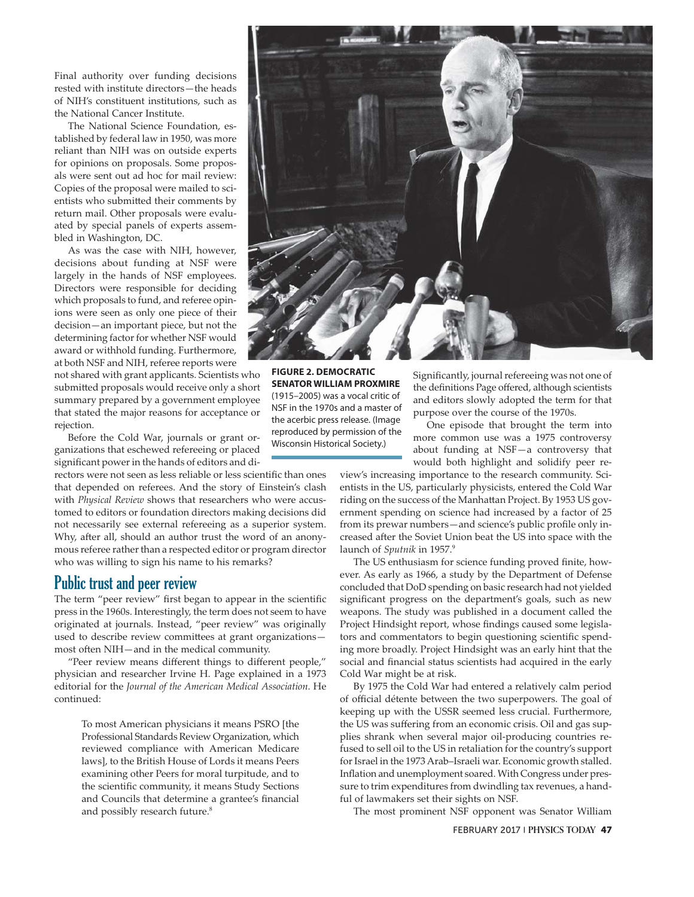Final authority over funding decisions rested with institute directors—the heads of NIH's constituent institutions, such as the National Cancer Institute.

The National Science Foundation, established by federal law in 1950, was more reliant than NIH was on outside experts for opinions on proposals. Some proposals were sent out ad hoc for mail review: Copies of the proposal were mailed to scientists who submitted their comments by return mail. Other proposals were evaluated by special panels of experts assembled in Washington, DC.

As was the case with NIH, however, decisions about funding at NSF were largely in the hands of NSF employees. Directors were responsible for deciding which proposals to fund, and referee opinions were seen as only one piece of their decision—an important piece, but not the determining factor for whether NSF would award or withhold funding. Furthermore, at both NSF and NIH, referee reports were not shared with grant applicants. Scientists who submitted proposals would receive only a short summary prepared by a government employee that stated the major reasons for acceptance or rejection.

Before the Cold War, journals or grant organizations that eschewed refereeing or placed significant power in the hands of editors and directors were not seen as less reliable or less scientific than ones that depended on referees. And the story of Einstein's clash with *Physical Review* shows that researchers who were accustomed to editors or foundation directors making decisions did not necessarily see external refereeing as a superior system. Why, after all, should an author trust the word of an anonymous referee rather than a respected editor or program director who was willing to sign his name to his remarks?

**FIGURE 2. DEMOCRATIC SENATOR WILLIAM PROXMIRE** (1915–2005) was a vocal critic of NSF in the 1970s and a master of the acerbic press release. (Image reproduced by permission of the Wisconsin Historical Society.)

## Public trust and peer review

The term "peer review" first began to appear in the scientific press in the 1960s. Interestingly, the term does not seem to have originated at journals. Instead, "peer review" was originally used to describe review committees at grant organizations—most often NIH—and in the medical community.

"Peer review means different things to different people," physician and researcher Irvine H. Page explained in a 1973 editorial for the *Journal of the American Medical Association*. He continued:

> To most American physicians it means PSRO [the Professional Standards Review Organization, which reviewed compliance with American Medicare laws], to the British House of Lords it means Peers examining other Peers for moral turpitude, and to the scientific community, it means Study Sections and Councils that determine a grantee's financial and possibly research future.[8]

Significantly, journal refereeing was not one of the definitions Page offered, although scientists and editors slowly adopted the term for that purpose over the course of the 1970s.

One episode that brought the term into more common use was a 1975 controversy about funding at NSF—a controversy that would both highlight and solidify peer review's increasing importance to the research community. Scientists in the US, particularly physicists, entered the Cold War riding on the success of the Manhattan Project. By 1953 US government spending on science had increased by a factor of 25 from its prewar numbers—and science's public profile only increased after the Soviet Union beat the US into space with the launch of *Sputnik* in 1957.[9]

The US enthusiasm for science funding proved finite, however. As early as 1966, a study by the Department of Defense concluded that DoD spending on basic research had not yielded significant progress on the department's goals, such as new weapons. The study was published in a document called the Project Hindsight report, whose findings caused some legislators and commentators to begin questioning scientific spending more broadly. Project Hindsight was an early hint that the social and financial status scientists had acquired in the early Cold War might be at risk.

By 1975 the Cold War had entered a relatively calm period of official détente between the two superpowers. The goal of keeping up with the USSR seemed less crucial. Furthermore, the US was suffering from an economic crisis. Oil and gas supplies shrank when several major oil-producing countries refused to sell oil to the US in retaliation for the country's support for Israel in the 1973 Arab–Israeli war. Economic growth stalled. Inflation and unemployment soared. With Congress under pressure to trim expenditures from dwindling tax revenues, a handful of lawmakers set their sights on NSF.

The most prominent NSF opponent was Senator William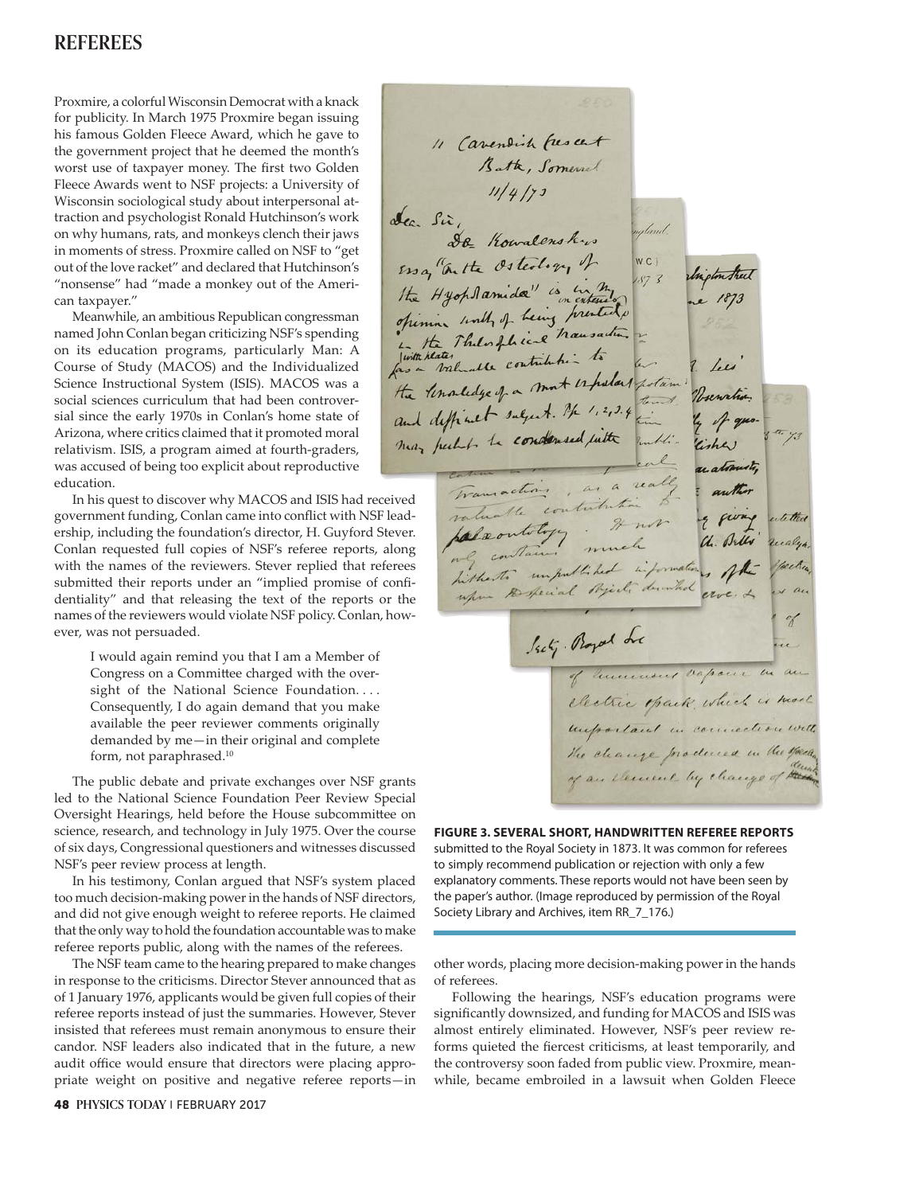## REFEREES

Proxmire, a colorful Wisconsin Democrat with a knack for publicity. In March 1975 Proxmire began issuing his famous Golden Fleece Award, which he gave to the government project that he deemed the month's worst use of taxpayer money. The first two Golden Fleece Awards went to NSF projects: a University of Wisconsin sociological study about interpersonal attraction and psychologist Ronald Hutchinson's work on why humans, rats, and monkeys clench their jaws in moments of stress. Proxmire called on NSF to "get out of the love racket" and declared that Hutchinson's "nonsense" had "made a monkey out of the American taxpayer."

Meanwhile, an ambitious Republican congressman named John Conlan began criticizing NSF's spending on its education programs, particularly Man: A Course of Study (MACOS) and the Individualized Science Instructional System (ISIS). MACOS was a social sciences curriculum that had been controversial since the early 1970s in Conlan's home state of Arizona, where critics claimed that it promoted moral relativism. ISIS, a program aimed at fourth-graders, was accused of being too explicit about reproductive education.

In his quest to discover why MACOS and ISIS had received government funding, Conlan came into conflict with NSF leadership, including the foundation's director, H. Guyford Stever. Conlan requested full copies of NSF's referee reports, along with the names of the reviewers. Stever replied that referees submitted their reports under an "implied promise of confidentiality" and that releasing the text of the reports or the names of the reviewers would violate NSF policy. Conlan, however, was not persuaded.

> I would again remind you that I am a Member of Congress on a Committee charged with the oversight of the National Science Foundation. . . . Consequently, I do again demand that you make available the peer reviewer comments originally demanded by me—in their original and complete form, not paraphrased.[10]

The public debate and private exchanges over NSF grants led to the National Science Foundation Peer Review Special Oversight Hearings, held before the House subcommittee on science, research, and technology in July 1975. Over the course of six days, Congressional questioners and witnesses discussed NSF's peer review process at length.

In his testimony, Conlan argued that NSF's system placed too much decision-making power in the hands of NSF directors, and did not give enough weight to referee reports. He claimed that the only way to hold the foundation accountable was to make referee reports public, along with the names of the referees.

The NSF team came to the hearing prepared to make changes in response to the criticisms. Director Stever announced that as of 1 January 1976, applicants would be given full copies of their referee reports instead of just the summaries. However, Stever insisted that referees must remain anonymous to ensure their candor. NSF leaders also indicated that in the future, a new audit office would ensure that directors were placing appropriate weight on positive and negative referee reports—in other words, placing more decision-making power in the hands of referees.

Following the hearings, NSF's education programs were significantly downsized, and funding for MACOS and ISIS was almost entirely eliminated. However, NSF's peer review reforms quieted the fiercest criticisms, at least temporarily, and the controversy soon faded from public view. Proxmire, meanwhile, became embroiled in a lawsuit when Golden Fleece

**FIGURE 3. SEVERAL SHORT, HANDWRITTEN REFEREE REPORTS** submitted to the Royal Society in 1873. It was common for referees to simply recommend publication or rejection with only a few explanatory comments. These reports would not have been seen by the paper's author. (Image reproduced by permission of the Royal Society Library and Archives, item RR_7_176.)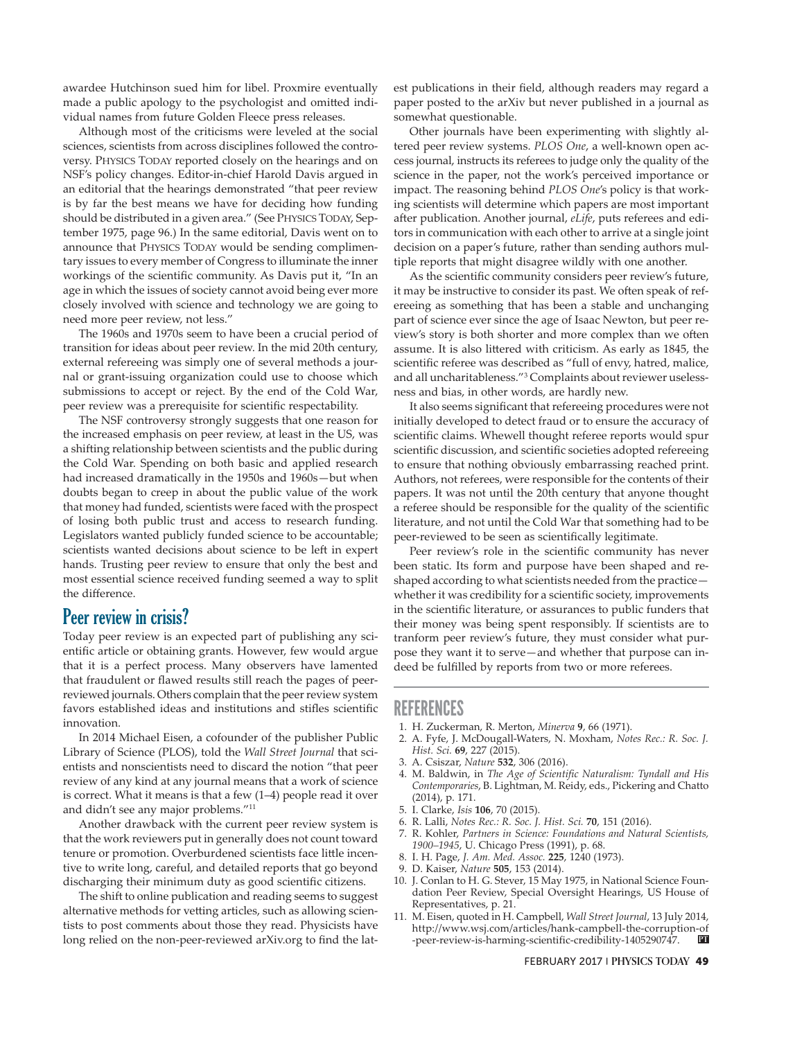awardee Hutchinson sued him for libel. Proxmire eventually made a public apology to the psychologist and omitted individual names from future Golden Fleece press releases.

Although most of the criticisms were leveled at the social sciences, scientists from across disciplines followed the controversy. PHYSICS TODAY reported closely on the hearings and on NSF's policy changes. Editor-in-chief Harold Davis argued in an editorial that the hearings demonstrated "that peer review is by far the best means we have for deciding how funding should be distributed in a given area." (See PHYSICS TODAY, September 1975, page 96.) In the same editorial, Davis went on to announce that PHYSICS TODAY would be sending complimentary issues to every member of Congress to illuminate the inner workings of the scientific community. As Davis put it, "In an age in which the issues of society cannot avoid being ever more closely involved with science and technology we are going to need more peer review, not less."

The 1960s and 1970s seem to have been a crucial period of transition for ideas about peer review. In the mid 20th century, external refereeing was simply one of several methods a journal or grant-issuing organization could use to choose which submissions to accept or reject. By the end of the Cold War, peer review was a prerequisite for scientific respectability.

The NSF controversy strongly suggests that one reason for the increased emphasis on peer review, at least in the US, was a shifting relationship between scientists and the public during the Cold War. Spending on both basic and applied research had increased dramatically in the 1950s and 1960s—but when doubts began to creep in about the public value of the work that money had funded, scientists were faced with the prospect of losing both public trust and access to research funding. Legislators wanted publicly funded science to be accountable; scientists wanted decisions about science to be left in expert hands. Trusting peer review to ensure that only the best and most essential science received funding seemed a way to split the difference.

## Peer review in crisis?

Today peer review is an expected part of publishing any scientific article or obtaining grants. However, few would argue that it is a perfect process. Many observers have lamented that fraudulent or flawed results still reach the pages of peer-reviewed journals. Others complain that the peer review system favors established ideas and institutions and stifles scientific innovation.

In 2014 Michael Eisen, a cofounder of the publisher Public Library of Science (PLOS), told the *Wall Street Journal* that scientists and nonscientists need to discard the notion "that peer review of any kind at any journal means that a work of science is correct. What it means is that a few (1–4) people read it over and didn't see any major problems."[11]

Another drawback with the current peer review system is that the work reviewers put in generally does not count toward tenure or promotion. Overburdened scientists face little incentive to write long, careful, and detailed reports that go beyond discharging their minimum duty as good scientific citizens.

The shift to online publication and reading seems to suggest alternative methods for vetting articles, such as allowing scientists to post comments about those they read. Physicists have long relied on the non-peer-reviewed arXiv.org to find the latest publications in their field, although readers may regard a paper posted to the arXiv but never published in a journal as somewhat questionable.

Other journals have been experimenting with slightly altered peer review systems. *PLOS One*, a well-known open access journal, instructs its referees to judge only the quality of the science in the paper, not the work's perceived importance or impact. The reasoning behind *PLOS One*'s policy is that working scientists will determine which papers are most important after publication. Another journal, *eLife*, puts referees and editors in communication with each other to arrive at a single joint decision on a paper's future, rather than sending authors multiple reports that might disagree wildly with one another.

As the scientific community considers peer review's future, it may be instructive to consider its past. We often speak of refereeing as something that has been a stable and unchanging part of science ever since the age of Isaac Newton, but peer review's story is both shorter and more complex than we often assume. It is also littered with criticism. As early as 1845, the scientific referee was described as "full of envy, hatred, malice, and all uncharitableness."[3] Complaints about reviewer uselessness and bias, in other words, are hardly new.

It also seems significant that refereeing procedures were not initially developed to detect fraud or to ensure the accuracy of scientific claims. Whewell thought referee reports would spur scientific discussion, and scientific societies adopted refereeing to ensure that nothing obviously embarrassing reached print. Authors, not referees, were responsible for the contents of their papers. It was not until the 20th century that anyone thought a referee should be responsible for the quality of the scientific literature, and not until the Cold War that something had to be peer-reviewed to be seen as scientifically legitimate.

Peer review's role in the scientific community has never been static. Its form and purpose have been shaped and reshaped according to what scientists needed from the practice—whether it was credibility for a scientific society, improvements in the scientific literature, or assurances to public funders that their money was being spent responsibly. If scientists are to tranform peer review's future, they must consider what purpose they want it to serve—and whether that purpose can indeed be fulfilled by reports from two or more referees.

## REFERENCES

1. H. Zuckerman, R. Merton, *Minerva* **9**, 66 (1971).
2. A. Fyfe, J. McDougall-Waters, N. Moxham, *Notes Rec.: R. Soc. J. Hist. Sci.* **69**, 227 (2015).
3. A. Csiszar, *Nature* **532**, 306 (2016).
4. M. Baldwin, in *The Age of Scientific Naturalism: Tyndall and His Contemporaries*, B. Lightman, M. Reidy, eds., Pickering and Chatto (2014), p. 171.
5. I. Clarke, *Isis* **106**, 70 (2015).
6. R. Lalli, *Notes Rec.: R. Soc. J. Hist. Sci.* **70**, 151 (2016).
7. R. Kohler, *Partners in Science: Foundations and Natural Scientists, 1900–1945*, U. Chicago Press (1991), p. 68.
8. I. H. Page, *J. Am. Med. Assoc.* **225**, 1240 (1973).
9. D. Kaiser, *Nature* **505**, 153 (2014).
10. J. Conlan to H. G. Stever, 15 May 1975, in National Science Foundation Peer Review, Special Oversight Hearings, US House of Representatives, p. 21.
11. M. Eisen, quoted in H. Campbell, *Wall Street Journal*, 13 July 2014, http://www.wsj.com/articles/hank-campbell-the-corruption-of-peer-review-is-harming-scientific-credibility-1405290747.